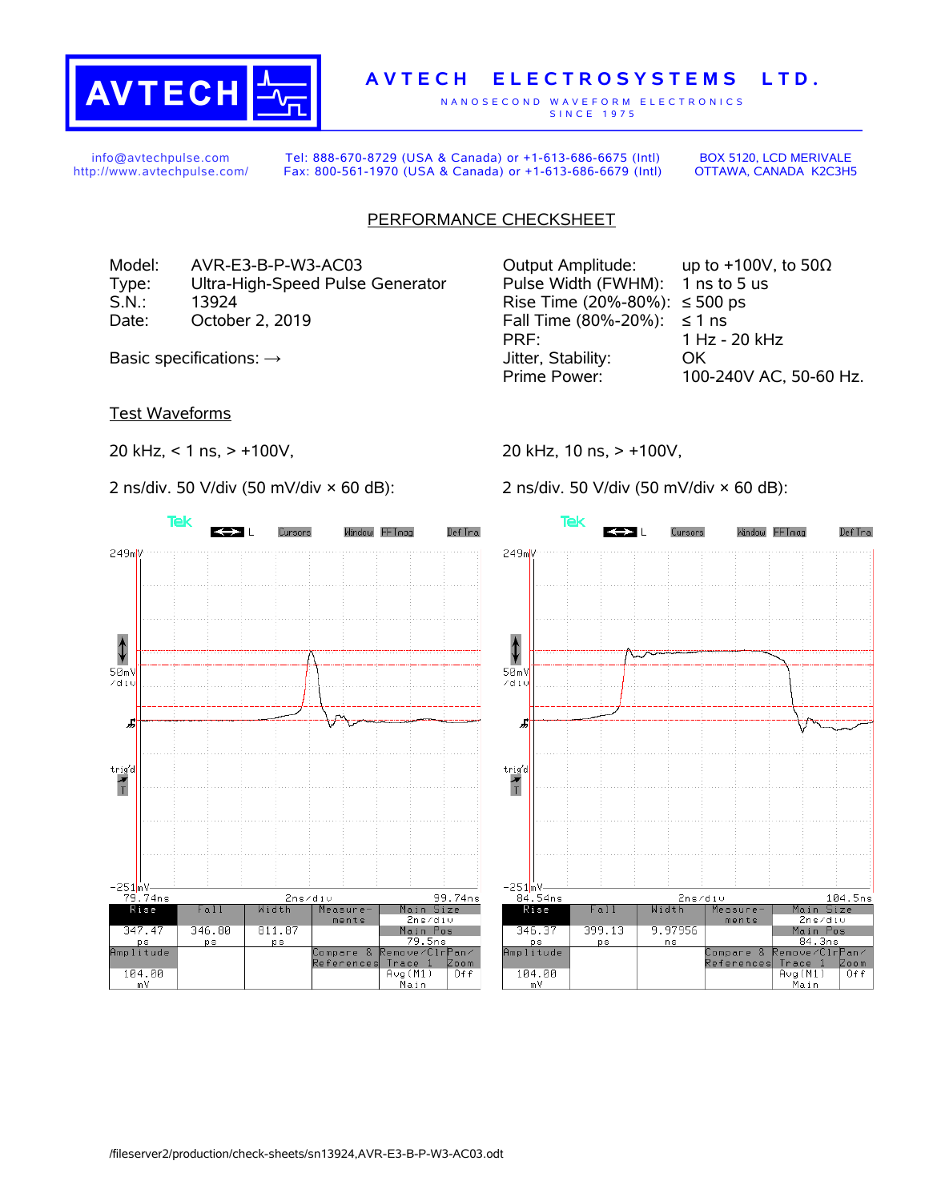# AVTECH ELECTROSYSTEMS LTD.

NANOSECOND WAVEFORM ELECTRONICS
SINCE 1975

info@avtechpulse.com
http://www.avtechpulse.com/

Tel: 888-670-8729 (USA & Canada) or +1-613-686-6675 (Intl)
Fax: 800-561-1970 (USA & Canada) or +1-613-686-6679 (Intl)

BOX 5120, LCD MERIVALE
OTTAWA, CANADA K2C3H5

## PERFORMANCE CHECKSHEET

| | |
|---|---|
| Model: | AVR-E3-B-P-W3-AC03 |
| Type: | Ultra-High-Speed Pulse Generator |
| S.N.: | 13924 |
| Date: | October 2, 2019 |

Basic specifications: →

| | |
|---|---|
| Output Amplitude: | up to +100V, to 50Ω |
| Pulse Width (FWHM): | 1 ns to 5 us |
| Rise Time (20%-80%): | ≤ 500 ps |
| Fall Time (80%-20%): | ≤ 1 ns |
| PRF: | 1 Hz - 20 kHz |
| Jitter, Stability: | OK |
| Prime Power: | 100-240V AC, 50-60 Hz. |

### Test Waveforms

20 kHz, < 1 ns, > +100V,

2 ns/div. 50 V/div (50 mV/div × 60 dB):

| Rise | Fall | Width | Amplitude |
|---|---|---|---|
| 347.47 ps | 346.80 ps | 811.87 ps | 104.00 mV |

20 kHz, 10 ns, > +100V,

2 ns/div. 50 V/div (50 mV/div × 60 dB):

| Rise | Fall | Width | Amplitude |
|---|---|---|---|
| 345.37 ps | 399.13 ps | 9.97956 ns | 104.00 mV |

/fileserver2/production/check-sheets/sn13924,AVR-E3-B-P-W3-AC03.odt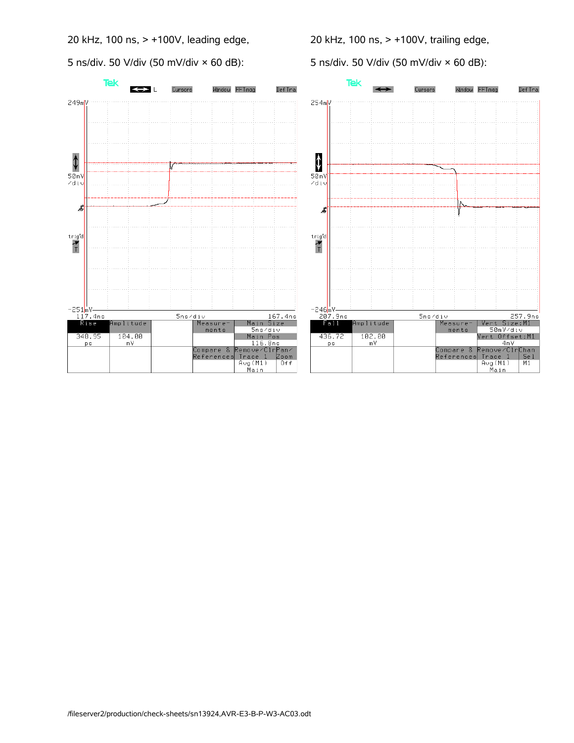20 kHz, 100 ns, > +100V, leading edge,

5 ns/div. 50 V/div (50 mV/div × 60 dB):

| Rise | Amplitude | | Measurements | Main Size 5ns/div |
|---|---|---|---|---|
| 348.95 ps | 104.00 mV | | | Main Pos 116.8ns |
| | | | Compare & References | Remove/Clr Trace 1 Avg(M1) Main |

20 kHz, 100 ns, > +100V, trailing edge,

5 ns/div. 50 V/div (50 mV/div × 60 dB):

| Fall | Amplitude | | Measurements | Vert Size:M1 50mV/div |
|---|---|---|---|---|
| 436.72 ps | 102.00 mV | | | Vert Offset:M1 4mV |
| | | | Compare & References | Remove/Clr Trace 1 Avg(M1) Main |

/fileserver2/production/check-sheets/sn13924,AVR-E3-B-P-W3-AC03.odt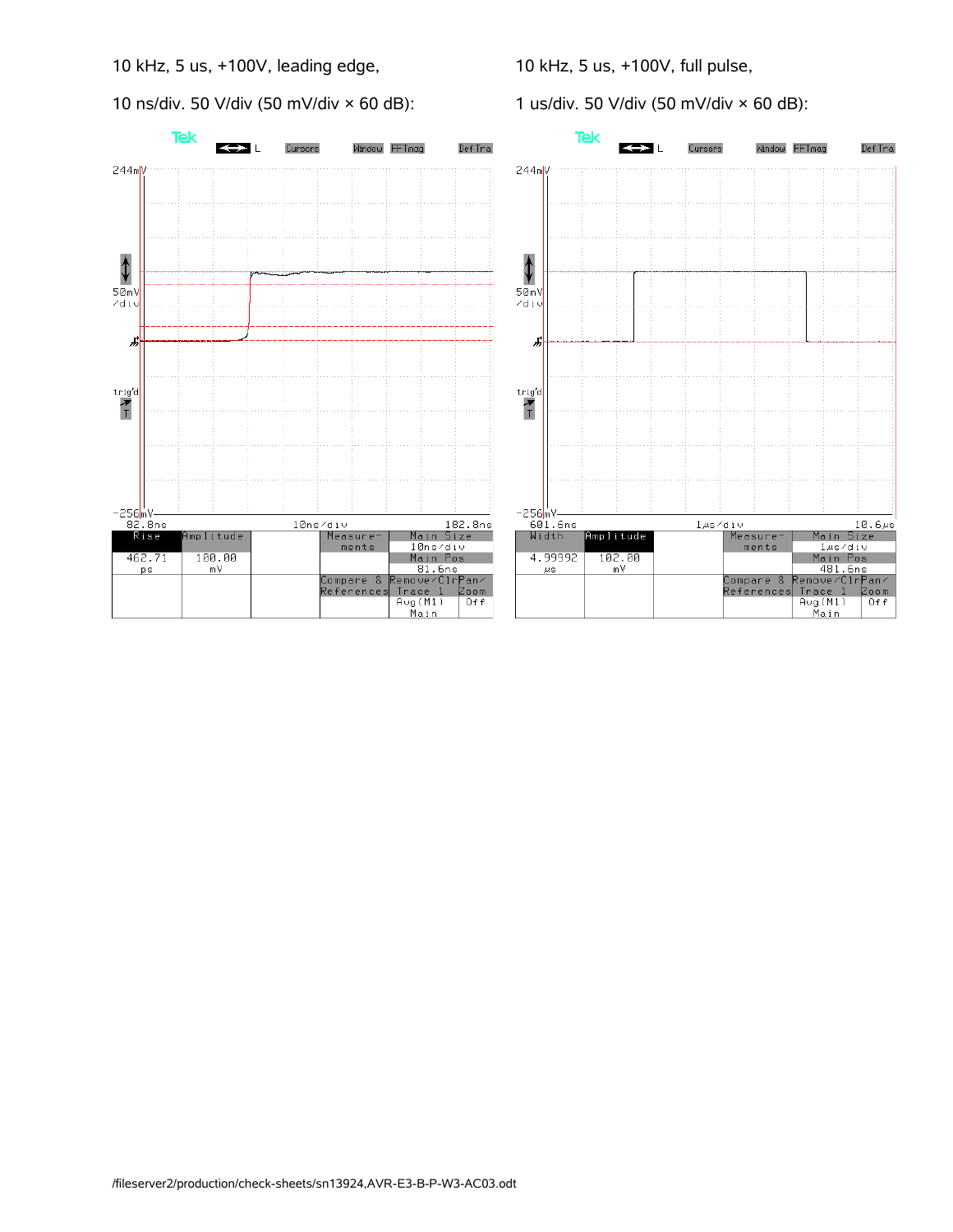10 kHz, 5 us, +100V, leading edge,

10 ns/div. 50 V/div (50 mV/div × 60 dB):

Tek

Cursors Window FFTmag DefTra

244mV

50mV /div

trig'd

-256mV

82.8ns 10ns/div 182.8ns

Rise 462.71 ps

Amplitude 100.00 mV

Measure-ments

Main Size 10ns/div

Main Pos 81.6ns

Compare & References

Remove/Clr Trace 1

Pan/Zoom Off

Avg(M1) Main

10 kHz, 5 us, +100V, full pulse,

1 us/div. 50 V/div (50 mV/div × 60 dB):

Tek

Cursors Window FFTmag DefTra

244mV

50mV /div

trig'd

-256mV

601.6ns 1μs/div 10.6μs

Width 4.99992 μs

Amplitude 102.00 mV

Measure-ments

Main Size 1μs/div

Main Pos 481.6ns

Compare & References

Remove/Clr Trace 1

Pan/Zoom Off

Avg(M1) Main

/fileserver2/production/check-sheets/sn13924,AVR-E3-B-P-W3-AC03.odt